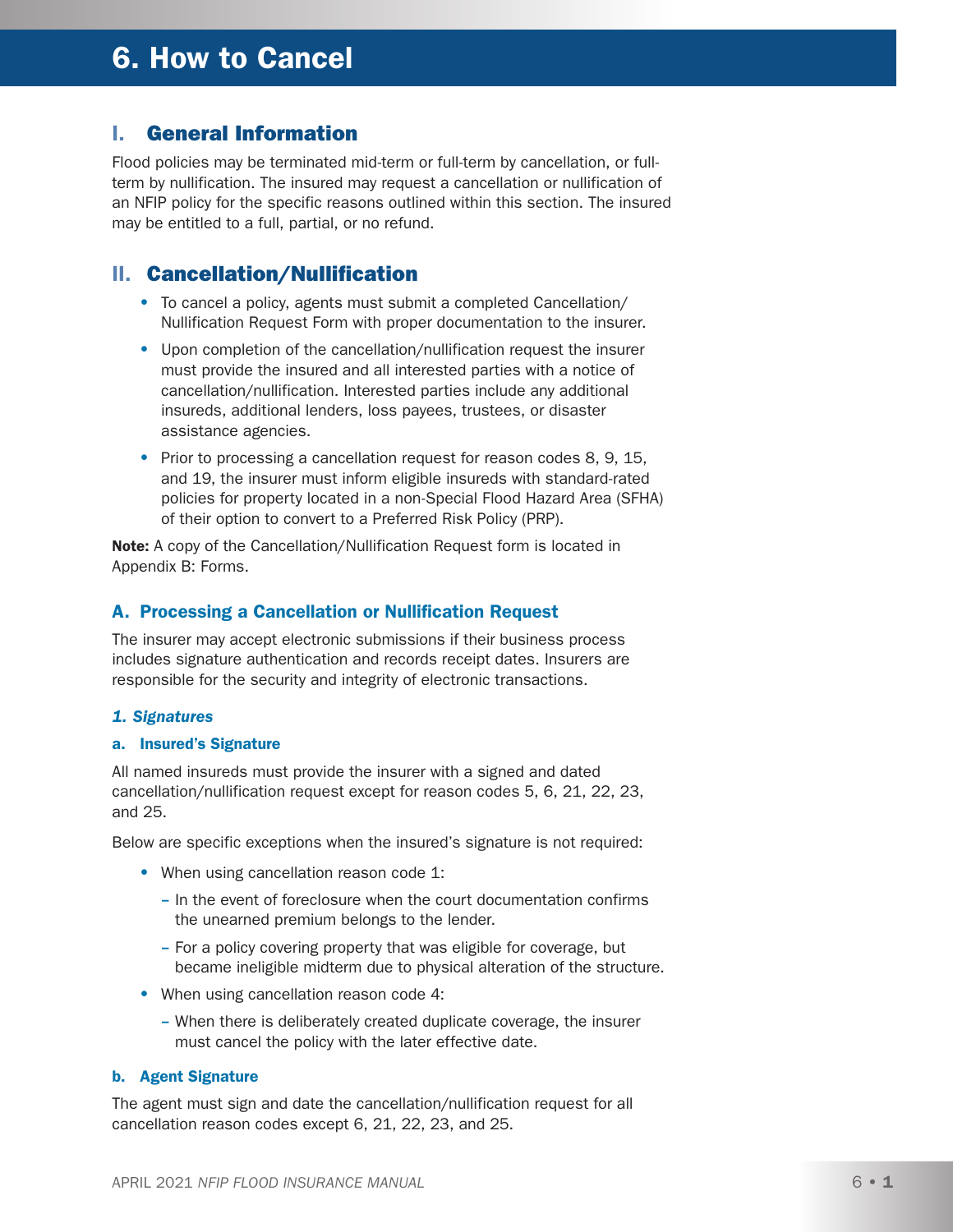# 6. How to Cancel

## I. General Information

Flood policies may be terminated mid-term or full-term by cancellation, or full-term by nullification. The insured may request a cancellation or nullification of an NFIP policy for the specific reasons outlined within this section. The insured may be entitled to a full, partial, or no refund.

## II. Cancellation/Nullification

- To cancel a policy, agents must submit a completed Cancellation/Nullification Request Form with proper documentation to the insurer.
- Upon completion of the cancellation/nullification request the insurer must provide the insured and all interested parties with a notice of cancellation/nullification. Interested parties include any additional insureds, additional lenders, loss payees, trustees, or disaster assistance agencies.
- Prior to processing a cancellation request for reason codes 8, 9, 15, and 19, the insurer must inform eligible insureds with standard-rated policies for property located in a non-Special Flood Hazard Area (SFHA) of their option to convert to a Preferred Risk Policy (PRP).

**Note:** A copy of the Cancellation/Nullification Request form is located in Appendix B: Forms.

### A. Processing a Cancellation or Nullification Request

The insurer may accept electronic submissions if their business process includes signature authentication and records receipt dates. Insurers are responsible for the security and integrity of electronic transactions.

#### *1. Signatures*

##### a. Insured's Signature

All named insureds must provide the insurer with a signed and dated cancellation/nullification request except for reason codes 5, 6, 21, 22, 23, and 25.

Below are specific exceptions when the insured's signature is not required:

- When using cancellation reason code 1:
  - In the event of foreclosure when the court documentation confirms the unearned premium belongs to the lender.
  - For a policy covering property that was eligible for coverage, but became ineligible midterm due to physical alteration of the structure.
- When using cancellation reason code 4:
  - When there is deliberately created duplicate coverage, the insurer must cancel the policy with the later effective date.

##### b. Agent Signature

The agent must sign and date the cancellation/nullification request for all cancellation reason codes except 6, 21, 22, 23, and 25.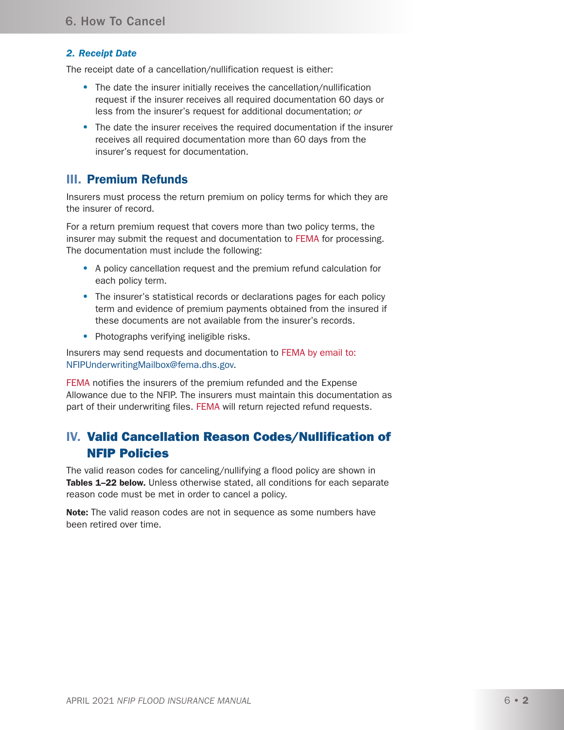#### *2. Receipt Date*

The receipt date of a cancellation/nullification request is either:

- The date the insurer initially receives the cancellation/nullification request if the insurer receives all required documentation 60 days or less from the insurer's request for additional documentation; *or*
- The date the insurer receives the required documentation if the insurer receives all required documentation more than 60 days from the insurer's request for documentation.

## III. Premium Refunds

Insurers must process the return premium on policy terms for which they are the insurer of record.

For a return premium request that covers more than two policy terms, the insurer may submit the request and documentation to FEMA for processing. The documentation must include the following:

- A policy cancellation request and the premium refund calculation for each policy term.
- The insurer's statistical records or declarations pages for each policy term and evidence of premium payments obtained from the insured if these documents are not available from the insurer's records.
- Photographs verifying ineligible risks.

Insurers may send requests and documentation to FEMA by email to: NFIPUnderwritingMailbox@fema.dhs.gov.

FEMA notifies the insurers of the premium refunded and the Expense Allowance due to the NFIP. The insurers must maintain this documentation as part of their underwriting files. FEMA will return rejected refund requests.

## IV. Valid Cancellation Reason Codes/Nullification of NFIP Policies

The valid reason codes for canceling/nullifying a flood policy are shown in **Tables 1–22 below.** Unless otherwise stated, all conditions for each separate reason code must be met in order to cancel a policy.

**Note:** The valid reason codes are not in sequence as some numbers have been retired over time.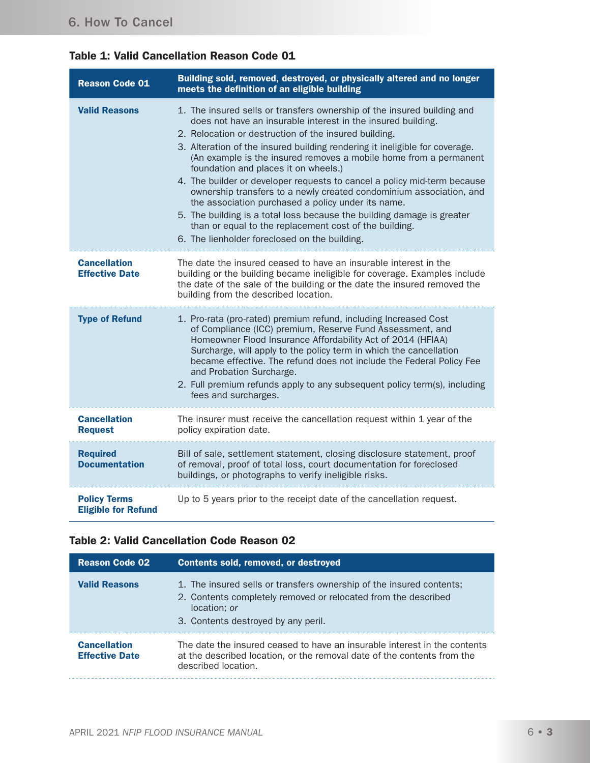### Table 1: Valid Cancellation Reason Code 01

| Reason Code 01 | Building sold, removed, destroyed, or physically altered and no longer meets the definition of an eligible building |
|---|---|
| **Valid Reasons** | 1. The insured sells or transfers ownership of the insured building and does not have an insurable interest in the insured building.<br>2. Relocation or destruction of the insured building.<br>3. Alteration of the insured building rendering it ineligible for coverage. (An example is the insured removes a mobile home from a permanent foundation and places it on wheels.)<br>4. The builder or developer requests to cancel a policy mid-term because ownership transfers to a newly created condominium association, and the association purchased a policy under its name.<br>5. The building is a total loss because the building damage is greater than or equal to the replacement cost of the building.<br>6. The lienholder foreclosed on the building. |
| **Cancellation Effective Date** | The date the insured ceased to have an insurable interest in the building or the building became ineligible for coverage. Examples include the date of the sale of the building or the date the insured removed the building from the described location. |
| **Type of Refund** | 1. Pro-rata (pro-rated) premium refund, including Increased Cost of Compliance (ICC) premium, Reserve Fund Assessment, and Homeowner Flood Insurance Affordability Act of 2014 (HFIAA) Surcharge, will apply to the policy term in which the cancellation became effective. The refund does not include the Federal Policy Fee and Probation Surcharge.<br>2. Full premium refunds apply to any subsequent policy term(s), including fees and surcharges. |
| **Cancellation Request** | The insurer must receive the cancellation request within 1 year of the policy expiration date. |
| **Required Documentation** | Bill of sale, settlement statement, closing disclosure statement, proof of removal, proof of total loss, court documentation for foreclosed buildings, or photographs to verify ineligible risks. |
| **Policy Terms Eligible for Refund** | Up to 5 years prior to the receipt date of the cancellation request. |

### Table 2: Valid Cancellation Code Reason 02

| Reason Code 02 | Contents sold, removed, or destroyed |
|---|---|
| **Valid Reasons** | 1. The insured sells or transfers ownership of the insured contents;<br>2. Contents completely removed or relocated from the described location; *or*<br>3. Contents destroyed by any peril. |
| **Cancellation Effective Date** | The date the insured ceased to have an insurable interest in the contents at the described location, or the removal date of the contents from the described location. |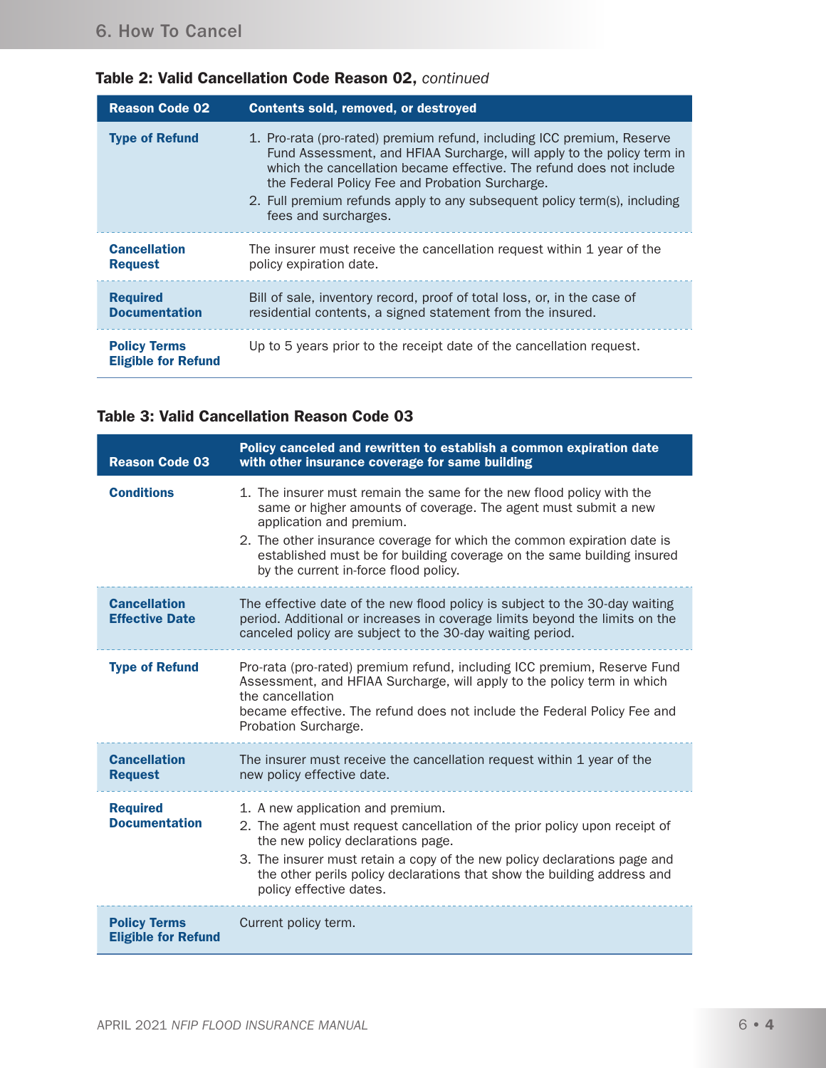**Table 2: Valid Cancellation Code Reason 02,** *continued*

| Reason Code 02 | Contents sold, removed, or destroyed |
|---|---|
| **Type of Refund** | 1. Pro-rata (pro-rated) premium refund, including ICC premium, Reserve Fund Assessment, and HFIAA Surcharge, will apply to the policy term in which the cancellation became effective. The refund does not include the Federal Policy Fee and Probation Surcharge.<br>2. Full premium refunds apply to any subsequent policy term(s), including fees and surcharges. |
| **Cancellation Request** | The insurer must receive the cancellation request within 1 year of the policy expiration date. |
| **Required Documentation** | Bill of sale, inventory record, proof of total loss, or, in the case of residential contents, a signed statement from the insured. |
| **Policy Terms Eligible for Refund** | Up to 5 years prior to the receipt date of the cancellation request. |

**Table 3: Valid Cancellation Reason Code 03**

| Reason Code 03 | Policy canceled and rewritten to establish a common expiration date with other insurance coverage for same building |
|---|---|
| **Conditions** | 1. The insurer must remain the same for the new flood policy with the same or higher amounts of coverage. The agent must submit a new application and premium.<br>2. The other insurance coverage for which the common expiration date is established must be for building coverage on the same building insured by the current in-force flood policy. |
| **Cancellation Effective Date** | The effective date of the new flood policy is subject to the 30-day waiting period. Additional or increases in coverage limits beyond the limits on the canceled policy are subject to the 30-day waiting period. |
| **Type of Refund** | Pro-rata (pro-rated) premium refund, including ICC premium, Reserve Fund Assessment, and HFIAA Surcharge, will apply to the policy term in which the cancellation became effective. The refund does not include the Federal Policy Fee and Probation Surcharge. |
| **Cancellation Request** | The insurer must receive the cancellation request within 1 year of the new policy effective date. |
| **Required Documentation** | 1. A new application and premium.<br>2. The agent must request cancellation of the prior policy upon receipt of the new policy declarations page.<br>3. The insurer must retain a copy of the new policy declarations page and the other perils policy declarations that show the building address and policy effective dates. |
| **Policy Terms Eligible for Refund** | Current policy term. |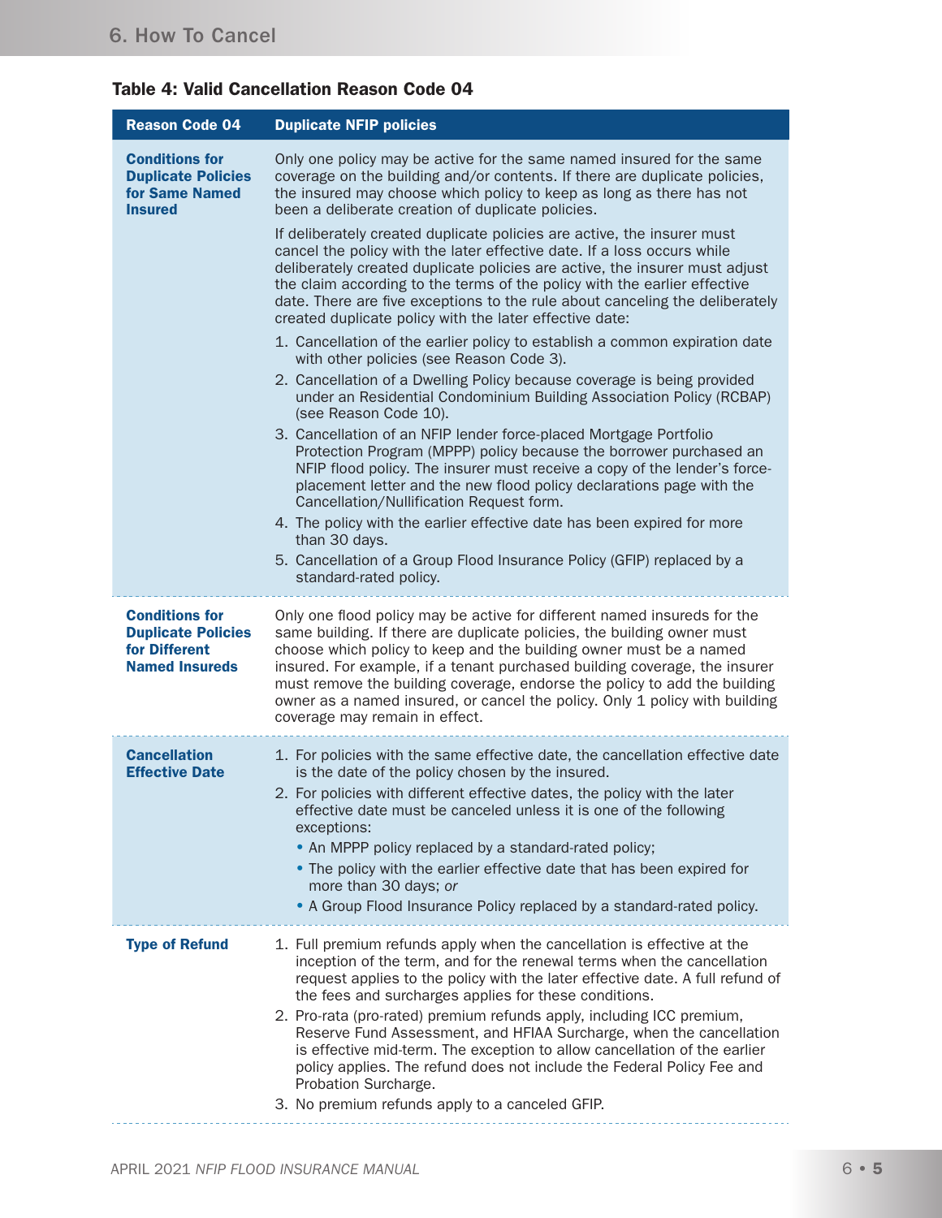### Table 4: Valid Cancellation Reason Code 04

| Reason Code 04 | Duplicate NFIP policies |
|---|---|
| **Conditions for Duplicate Policies for Same Named Insured** | Only one policy may be active for the same named insured for the same coverage on the building and/or contents. If there are duplicate policies, the insured may choose which policy to keep as long as there has not been a deliberate creation of duplicate policies.<br><br>If deliberately created duplicate policies are active, the insurer must cancel the policy with the later effective date. If a loss occurs while deliberately created duplicate policies are active, the insurer must adjust the claim according to the terms of the policy with the earlier effective date. There are five exceptions to the rule about canceling the deliberately created duplicate policy with the later effective date:<br><br>1. Cancellation of the earlier policy to establish a common expiration date with other policies (see Reason Code 3).<br>2. Cancellation of a Dwelling Policy because coverage is being provided under an Residential Condominium Building Association Policy (RCBAP) (see Reason Code 10).<br>3. Cancellation of an NFIP lender force-placed Mortgage Portfolio Protection Program (MPPP) policy because the borrower purchased an NFIP flood policy. The insurer must receive a copy of the lender's force-placement letter and the new flood policy declarations page with the Cancellation/Nullification Request form.<br>4. The policy with the earlier effective date has been expired for more than 30 days.<br>5. Cancellation of a Group Flood Insurance Policy (GFIP) replaced by a standard-rated policy. |
| **Conditions for Duplicate Policies for Different Named Insureds** | Only one flood policy may be active for different named insureds for the same building. If there are duplicate policies, the building owner must choose which policy to keep and the building owner must be a named insured. For example, if a tenant purchased building coverage, the insurer must remove the building coverage, endorse the policy to add the building owner as a named insured, or cancel the policy. Only 1 policy with building coverage may remain in effect. |
| **Cancellation Effective Date** | 1. For policies with the same effective date, the cancellation effective date is the date of the policy chosen by the insured.<br>2. For policies with different effective dates, the policy with the later effective date must be canceled unless it is one of the following exceptions:<br>• An MPPP policy replaced by a standard-rated policy;<br>• The policy with the earlier effective date that has been expired for more than 30 days; *or*<br>• A Group Flood Insurance Policy replaced by a standard-rated policy. |
| **Type of Refund** | 1. Full premium refunds apply when the cancellation is effective at the inception of the term, and for the renewal terms when the cancellation request applies to the policy with the later effective date. A full refund of the fees and surcharges applies for these conditions.<br>2. Pro-rata (pro-rated) premium refunds apply, including ICC premium, Reserve Fund Assessment, and HFIAA Surcharge, when the cancellation is effective mid-term. The exception to allow cancellation of the earlier policy applies. The refund does not include the Federal Policy Fee and Probation Surcharge.<br>3. No premium refunds apply to a canceled GFIP. |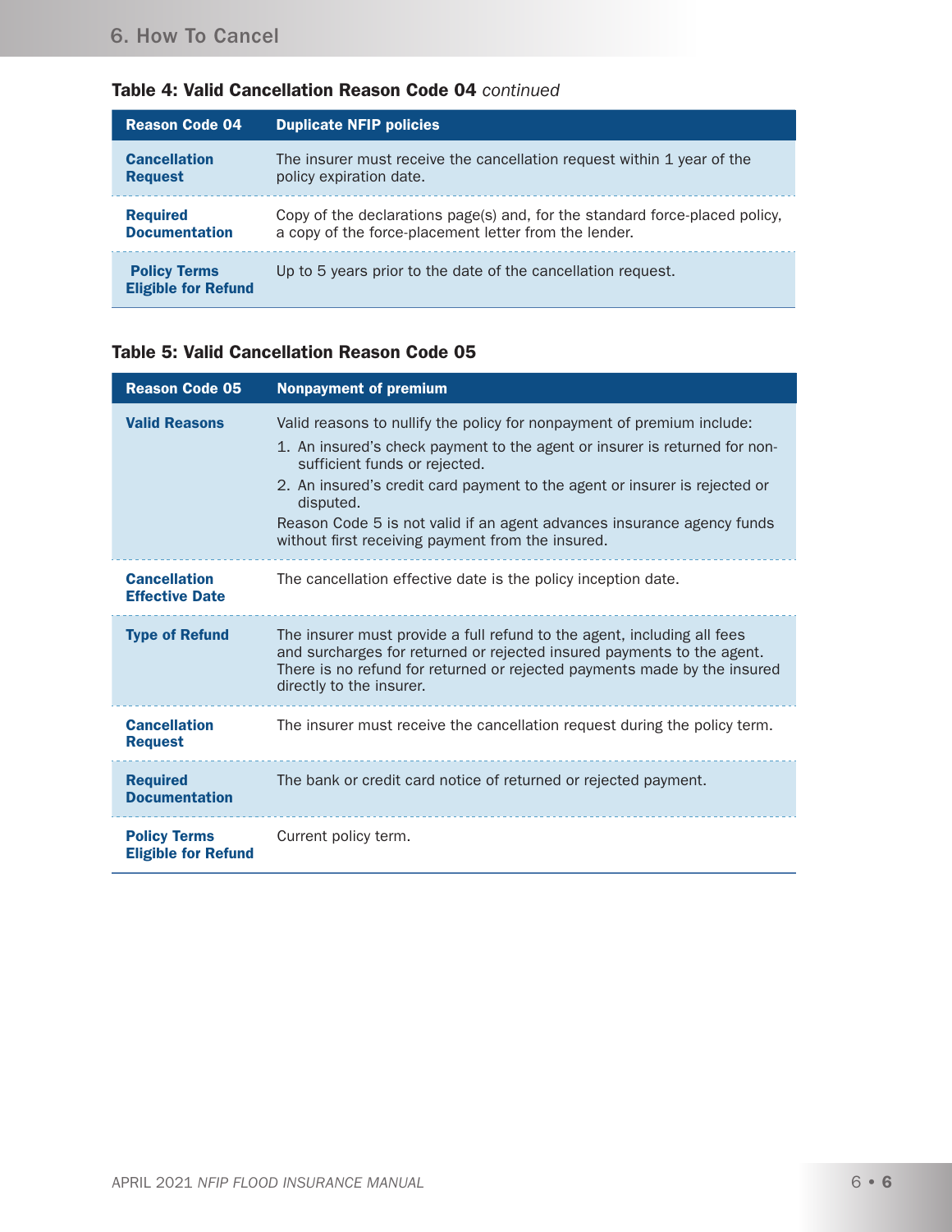**Table 4: Valid Cancellation Reason Code 04** *continued*

| Reason Code 04 | Duplicate NFIP policies |
|---|---|
| **Cancellation Request** | The insurer must receive the cancellation request within 1 year of the policy expiration date. |
| **Required Documentation** | Copy of the declarations page(s) and, for the standard force-placed policy, a copy of the force-placement letter from the lender. |
| **Policy Terms Eligible for Refund** | Up to 5 years prior to the date of the cancellation request. |

**Table 5: Valid Cancellation Reason Code 05**

| Reason Code 05 | Nonpayment of premium |
|---|---|
| **Valid Reasons** | Valid reasons to nullify the policy for nonpayment of premium include:<br>1. An insured's check payment to the agent or insurer is returned for non-sufficient funds or rejected.<br>2. An insured's credit card payment to the agent or insurer is rejected or disputed.<br>Reason Code 5 is not valid if an agent advances insurance agency funds without first receiving payment from the insured. |
| **Cancellation Effective Date** | The cancellation effective date is the policy inception date. |
| **Type of Refund** | The insurer must provide a full refund to the agent, including all fees and surcharges for returned or rejected insured payments to the agent. There is no refund for returned or rejected payments made by the insured directly to the insurer. |
| **Cancellation Request** | The insurer must receive the cancellation request during the policy term. |
| **Required Documentation** | The bank or credit card notice of returned or rejected payment. |
| **Policy Terms Eligible for Refund** | Current policy term. |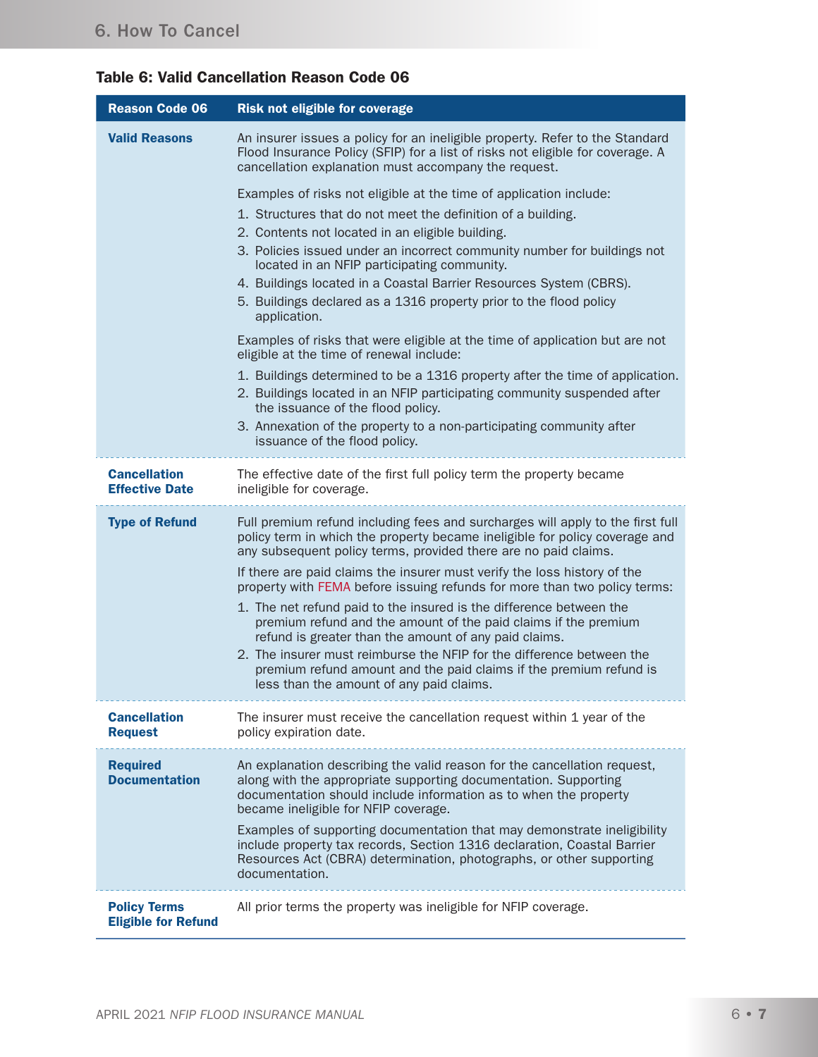**Table 6: Valid Cancellation Reason Code 06**

| Reason Code 06 | Risk not eligible for coverage |
|---|---|
| **Valid Reasons** | An insurer issues a policy for an ineligible property. Refer to the Standard Flood Insurance Policy (SFIP) for a list of risks not eligible for coverage. A cancellation explanation must accompany the request.<br><br>Examples of risks not eligible at the time of application include:<br>1. Structures that do not meet the definition of a building.<br>2. Contents not located in an eligible building.<br>3. Policies issued under an incorrect community number for buildings not located in an NFIP participating community.<br>4. Buildings located in a Coastal Barrier Resources System (CBRS).<br>5. Buildings declared as a 1316 property prior to the flood policy application.<br><br>Examples of risks that were eligible at the time of application but are not eligible at the time of renewal include:<br>1. Buildings determined to be a 1316 property after the time of application.<br>2. Buildings located in an NFIP participating community suspended after the issuance of the flood policy.<br>3. Annexation of the property to a non-participating community after issuance of the flood policy. |
| **Cancellation Effective Date** | The effective date of the first full policy term the property became ineligible for coverage. |
| **Type of Refund** | Full premium refund including fees and surcharges will apply to the first full policy term in which the property became ineligible for policy coverage and any subsequent policy terms, provided there are no paid claims.<br><br>If there are paid claims the insurer must verify the loss history of the property with FEMA before issuing refunds for more than two policy terms:<br>1. The net refund paid to the insured is the difference between the premium refund and the amount of the paid claims if the premium refund is greater than the amount of any paid claims.<br>2. The insurer must reimburse the NFIP for the difference between the premium refund amount and the paid claims if the premium refund is less than the amount of any paid claims. |
| **Cancellation Request** | The insurer must receive the cancellation request within 1 year of the policy expiration date. |
| **Required Documentation** | An explanation describing the valid reason for the cancellation request, along with the appropriate supporting documentation. Supporting documentation should include information as to when the property became ineligible for NFIP coverage.<br><br>Examples of supporting documentation that may demonstrate ineligibility include property tax records, Section 1316 declaration, Coastal Barrier Resources Act (CBRA) determination, photographs, or other supporting documentation. |
| **Policy Terms Eligible for Refund** | All prior terms the property was ineligible for NFIP coverage. |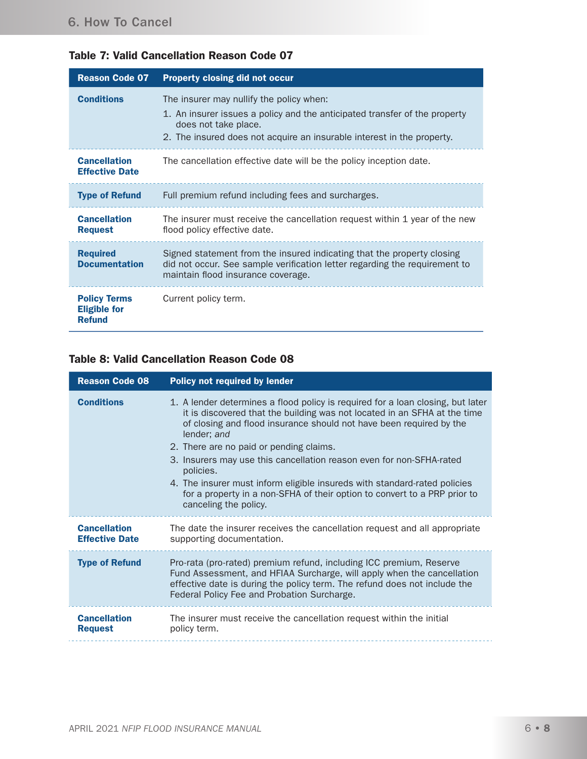### Table 7: Valid Cancellation Reason Code 07

| Reason Code 07 | Property closing did not occur |
|---|---|
| **Conditions** | The insurer may nullify the policy when: 1. An insurer issues a policy and the anticipated transfer of the property does not take place. 2. The insured does not acquire an insurable interest in the property. |
| **Cancellation Effective Date** | The cancellation effective date will be the policy inception date. |
| **Type of Refund** | Full premium refund including fees and surcharges. |
| **Cancellation Request** | The insurer must receive the cancellation request within 1 year of the new flood policy effective date. |
| **Required Documentation** | Signed statement from the insured indicating that the property closing did not occur. See sample verification letter regarding the requirement to maintain flood insurance coverage. |
| **Policy Terms Eligible for Refund** | Current policy term. |

### Table 8: Valid Cancellation Reason Code 08

| Reason Code 08 | Policy not required by lender |
|---|---|
| **Conditions** | 1. A lender determines a flood policy is required for a loan closing, but later it is discovered that the building was not located in an SFHA at the time of closing and flood insurance should not have been required by the lender; *and* 2. There are no paid or pending claims. 3. Insurers may use this cancellation reason even for non-SFHA-rated policies. 4. The insurer must inform eligible insureds with standard-rated policies for a property in a non-SFHA of their option to convert to a PRP prior to canceling the policy. |
| **Cancellation Effective Date** | The date the insurer receives the cancellation request and all appropriate supporting documentation. |
| **Type of Refund** | Pro-rata (pro-rated) premium refund, including ICC premium, Reserve Fund Assessment, and HFIAA Surcharge, will apply when the cancellation effective date is during the policy term. The refund does not include the Federal Policy Fee and Probation Surcharge. |
| **Cancellation Request** | The insurer must receive the cancellation request within the initial policy term. |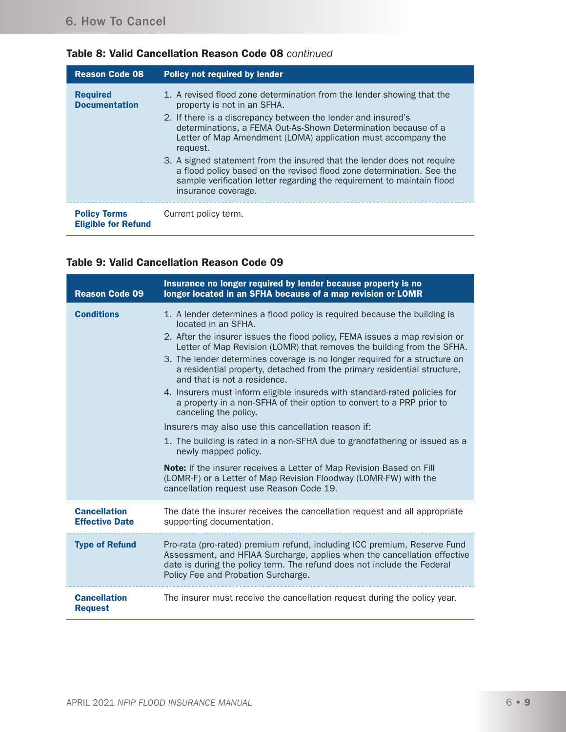**Table 8: Valid Cancellation Reason Code 08** *continued*

| Reason Code 08 | Policy not required by lender |
|---|---|
| **Required Documentation** | 1. A revised flood zone determination from the lender showing that the property is not in an SFHA.<br>2. If there is a discrepancy between the lender and insured's determinations, a FEMA Out-As-Shown Determination because of a Letter of Map Amendment (LOMA) application must accompany the request.<br>3. A signed statement from the insured that the lender does not require a flood policy based on the revised flood zone determination. See the sample verification letter regarding the requirement to maintain flood insurance coverage. |
| **Policy Terms Eligible for Refund** | Current policy term. |

**Table 9: Valid Cancellation Reason Code 09**

| Reason Code 09 | Insurance no longer required by lender because property is no longer located in an SFHA because of a map revision or LOMR |
|---|---|
| **Conditions** | 1. A lender determines a flood policy is required because the building is located in an SFHA.<br>2. After the insurer issues the flood policy, FEMA issues a map revision or Letter of Map Revision (LOMR) that removes the building from the SFHA.<br>3. The lender determines coverage is no longer required for a structure on a residential property, detached from the primary residential structure, and that is not a residence.<br>4. Insurers must inform eligible insureds with standard-rated policies for a property in a non-SFHA of their option to convert to a PRP prior to canceling the policy.<br><br>Insurers may also use this cancellation reason if:<br>1. The building is rated in a non-SFHA due to grandfathering or issued as a newly mapped policy.<br><br>**Note:** If the insurer receives a Letter of Map Revision Based on Fill (LOMR-F) or a Letter of Map Revision Floodway (LOMR-FW) with the cancellation request use Reason Code 19. |
| **Cancellation Effective Date** | The date the insurer receives the cancellation request and all appropriate supporting documentation. |
| **Type of Refund** | Pro-rata (pro-rated) premium refund, including ICC premium, Reserve Fund Assessment, and HFIAA Surcharge, applies when the cancellation effective date is during the policy term. The refund does not include the Federal Policy Fee and Probation Surcharge. |
| **Cancellation Request** | The insurer must receive the cancellation request during the policy year. |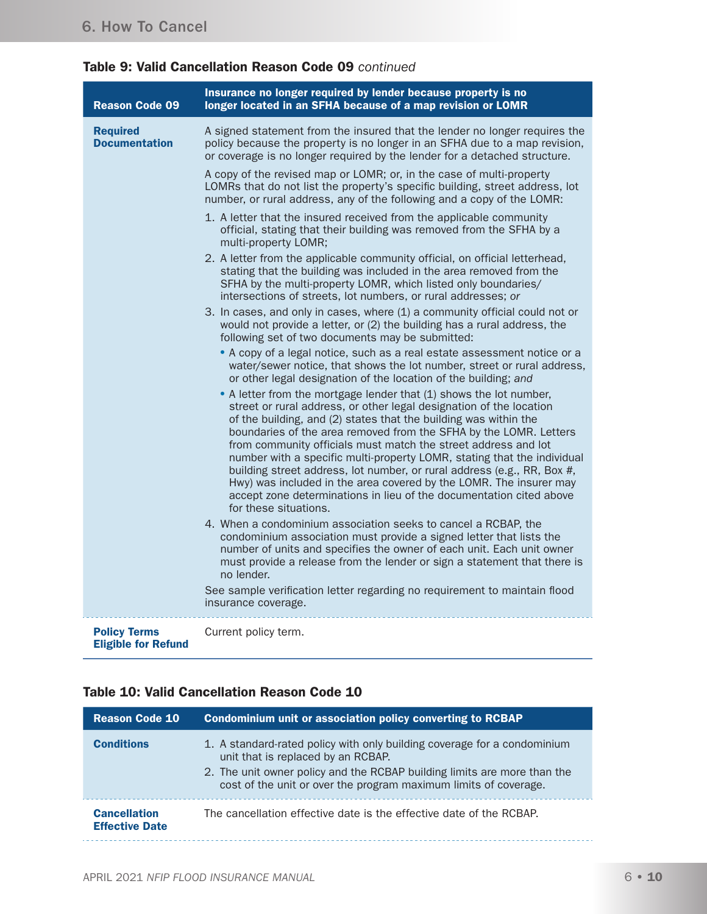**Table 9: Valid Cancellation Reason Code 09** *continued*

<table>
<tr><th>Reason Code 09</th><th>Insurance no longer required by lender because property is no longer located in an SFHA because of a map revision or LOMR</th></tr>
<tr><td><strong>Required Documentation</strong></td><td>A signed statement from the insured that the lender no longer requires the policy because the property is no longer in an SFHA due to a map revision, or coverage is no longer required by the lender for a detached structure.<br><br>A copy of the revised map or LOMR; or, in the case of multi-property LOMRs that do not list the property's specific building, street address, lot number, or rural address, any of the following and a copy of the LOMR:<br><br>1. A letter that the insured received from the applicable community official, stating that their building was removed from the SFHA by a multi-property LOMR;<br>2. A letter from the applicable community official, on official letterhead, stating that the building was included in the area removed from the SFHA by the multi-property LOMR, which listed only boundaries/intersections of streets, lot numbers, or rural addresses; <em>or</em><br>3. In cases, and only in cases, where (1) a community official could not or would not provide a letter, or (2) the building has a rural address, the following set of two documents may be submitted:<br>• A copy of a legal notice, such as a real estate assessment notice or a water/sewer notice, that shows the lot number, street or rural address, or other legal designation of the location of the building; <em>and</em><br>• A letter from the mortgage lender that (1) shows the lot number, street or rural address, or other legal designation of the location of the building, and (2) states that the building was within the boundaries of the area removed from the SFHA by the LOMR. Letters from community officials must match the street address and lot number with a specific multi-property LOMR, stating that the individual building street address, lot number, or rural address (e.g., RR, Box #, Hwy) was included in the area covered by the LOMR. The insurer may accept zone determinations in lieu of the documentation cited above for these situations.<br>4. When a condominium association seeks to cancel a RCBAP, the condominium association must provide a signed letter that lists the number of units and specifies the owner of each unit. Each unit owner must provide a release from the lender or sign a statement that there is no lender.<br><br>See sample verification letter regarding no requirement to maintain flood insurance coverage.</td></tr>
<tr><td><strong>Policy Terms Eligible for Refund</strong></td><td>Current policy term.</td></tr>
</table>

**Table 10: Valid Cancellation Reason Code 10**

<table>
<tr><th>Reason Code 10</th><th>Condominium unit or association policy converting to RCBAP</th></tr>
<tr><td><strong>Conditions</strong></td><td>1. A standard-rated policy with only building coverage for a condominium unit that is replaced by an RCBAP.<br>2. The unit owner policy and the RCBAP building limits are more than the cost of the unit or over the program maximum limits of coverage.</td></tr>
<tr><td><strong>Cancellation Effective Date</strong></td><td>The cancellation effective date is the effective date of the RCBAP.</td></tr>
</table>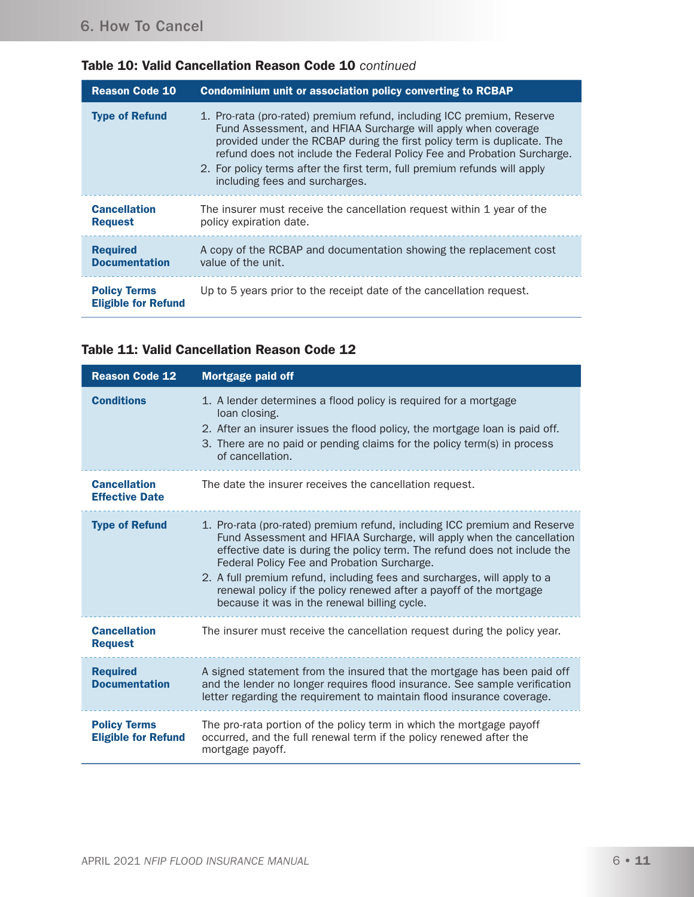**Table 10: Valid Cancellation Reason Code 10** *continued*

| Reason Code 10 | Condominium unit or association policy converting to RCBAP |
|---|---|
| **Type of Refund** | 1. Pro-rata (pro-rated) premium refund, including ICC premium, Reserve Fund Assessment, and HFIAA Surcharge will apply when coverage provided under the RCBAP during the first policy term is duplicate. The refund does not include the Federal Policy Fee and Probation Surcharge.<br>2. For policy terms after the first term, full premium refunds will apply including fees and surcharges. |
| **Cancellation Request** | The insurer must receive the cancellation request within 1 year of the policy expiration date. |
| **Required Documentation** | A copy of the RCBAP and documentation showing the replacement cost value of the unit. |
| **Policy Terms Eligible for Refund** | Up to 5 years prior to the receipt date of the cancellation request. |

**Table 11: Valid Cancellation Reason Code 12**

| Reason Code 12 | Mortgage paid off |
|---|---|
| **Conditions** | 1. A lender determines a flood policy is required for a mortgage loan closing.<br>2. After an insurer issues the flood policy, the mortgage loan is paid off.<br>3. There are no paid or pending claims for the policy term(s) in process of cancellation. |
| **Cancellation Effective Date** | The date the insurer receives the cancellation request. |
| **Type of Refund** | 1. Pro-rata (pro-rated) premium refund, including ICC premium and Reserve Fund Assessment and HFIAA Surcharge, will apply when the cancellation effective date is during the policy term. The refund does not include the Federal Policy Fee and Probation Surcharge.<br>2. A full premium refund, including fees and surcharges, will apply to a renewal policy if the policy renewed after a payoff of the mortgage because it was in the renewal billing cycle. |
| **Cancellation Request** | The insurer must receive the cancellation request during the policy year. |
| **Required Documentation** | A signed statement from the insured that the mortgage has been paid off and the lender no longer requires flood insurance. See sample verification letter regarding the requirement to maintain flood insurance coverage. |
| **Policy Terms Eligible for Refund** | The pro-rata portion of the policy term in which the mortgage payoff occurred, and the full renewal term if the policy renewed after the mortgage payoff. |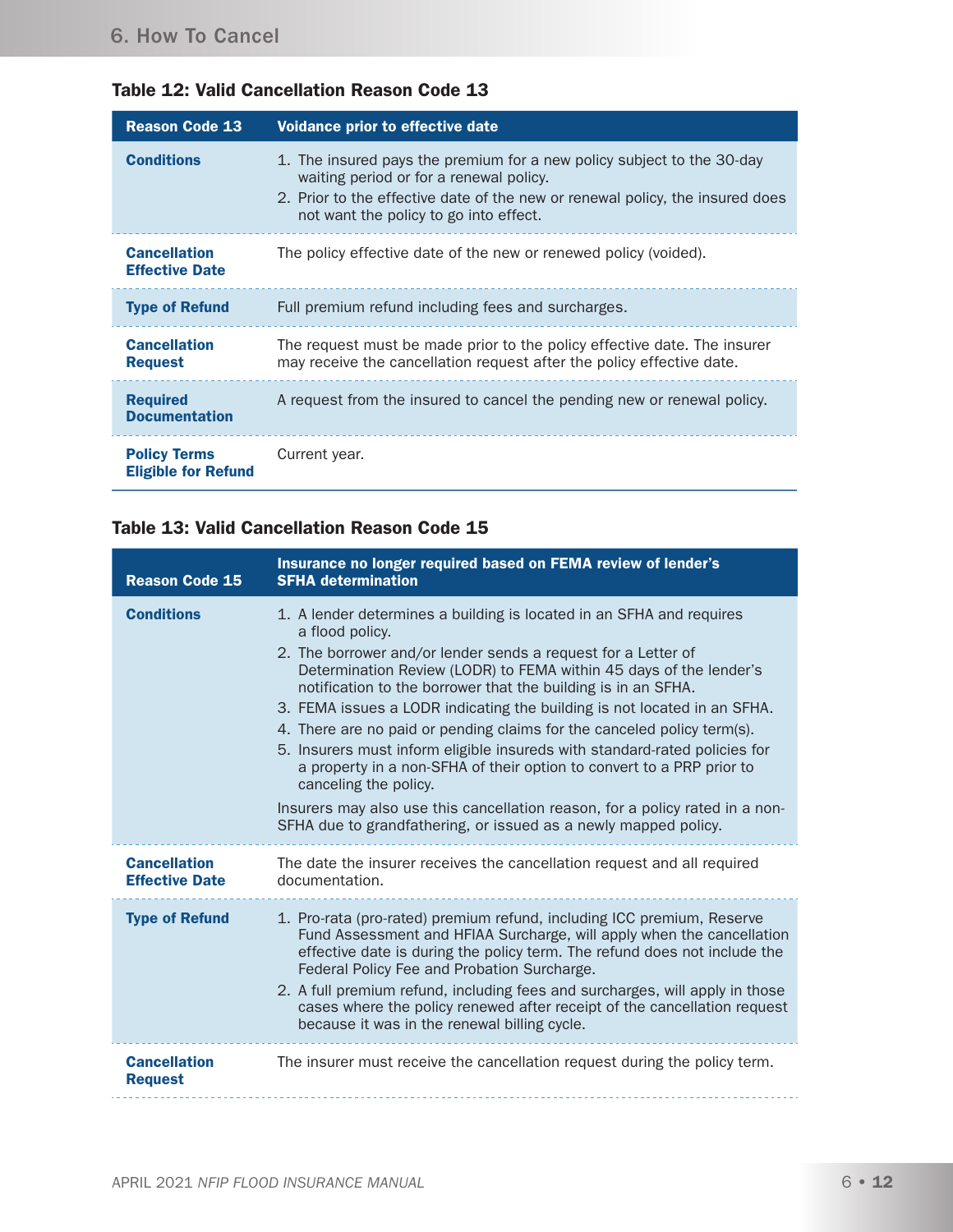### Table 12: Valid Cancellation Reason Code 13

| Reason Code 13 | Voidance prior to effective date |
|---|---|
| **Conditions** | 1. The insured pays the premium for a new policy subject to the 30-day waiting period or for a renewal policy.<br>2. Prior to the effective date of the new or renewal policy, the insured does not want the policy to go into effect. |
| **Cancellation Effective Date** | The policy effective date of the new or renewed policy (voided). |
| **Type of Refund** | Full premium refund including fees and surcharges. |
| **Cancellation Request** | The request must be made prior to the policy effective date. The insurer may receive the cancellation request after the policy effective date. |
| **Required Documentation** | A request from the insured to cancel the pending new or renewal policy. |
| **Policy Terms Eligible for Refund** | Current year. |

### Table 13: Valid Cancellation Reason Code 15

| Reason Code 15 | Insurance no longer required based on FEMA review of lender's SFHA determination |
|---|---|
| **Conditions** | 1. A lender determines a building is located in an SFHA and requires a flood policy.<br>2. The borrower and/or lender sends a request for a Letter of Determination Review (LODR) to FEMA within 45 days of the lender's notification to the borrower that the building is in an SFHA.<br>3. FEMA issues a LODR indicating the building is not located in an SFHA.<br>4. There are no paid or pending claims for the canceled policy term(s).<br>5. Insurers must inform eligible insureds with standard-rated policies for a property in a non-SFHA of their option to convert to a PRP prior to canceling the policy.<br><br>Insurers may also use this cancellation reason, for a policy rated in a non-SFHA due to grandfathering, or issued as a newly mapped policy. |
| **Cancellation Effective Date** | The date the insurer receives the cancellation request and all required documentation. |
| **Type of Refund** | 1. Pro-rata (pro-rated) premium refund, including ICC premium, Reserve Fund Assessment and HFIAA Surcharge, will apply when the cancellation effective date is during the policy term. The refund does not include the Federal Policy Fee and Probation Surcharge.<br>2. A full premium refund, including fees and surcharges, will apply in those cases where the policy renewed after receipt of the cancellation request because it was in the renewal billing cycle. |
| **Cancellation Request** | The insurer must receive the cancellation request during the policy term. |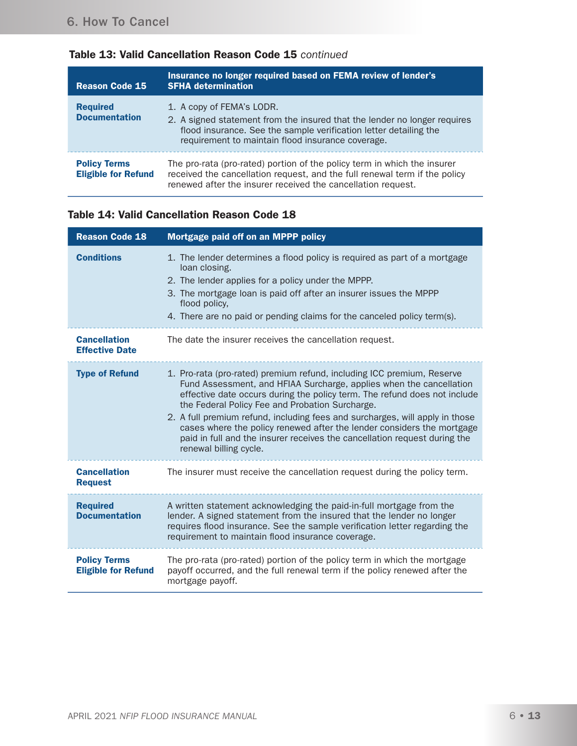### Table 13: Valid Cancellation Reason Code 15 *continued*

| Reason Code 15 | Insurance no longer required based on FEMA review of lender's SFHA determination |
|---|---|
| **Required Documentation** | 1. A copy of FEMA's LODR.<br>2. A signed statement from the insured that the lender no longer requires flood insurance. See the sample verification letter detailing the requirement to maintain flood insurance coverage. |
| **Policy Terms Eligible for Refund** | The pro-rata (pro-rated) portion of the policy term in which the insurer received the cancellation request, and the full renewal term if the policy renewed after the insurer received the cancellation request. |

### Table 14: Valid Cancellation Reason Code 18

| Reason Code 18 | Mortgage paid off on an MPPP policy |
|---|---|
| **Conditions** | 1. The lender determines a flood policy is required as part of a mortgage loan closing.<br>2. The lender applies for a policy under the MPPP.<br>3. The mortgage loan is paid off after an insurer issues the MPPP flood policy,<br>4. There are no paid or pending claims for the canceled policy term(s). |
| **Cancellation Effective Date** | The date the insurer receives the cancellation request. |
| **Type of Refund** | 1. Pro-rata (pro-rated) premium refund, including ICC premium, Reserve Fund Assessment, and HFIAA Surcharge, applies when the cancellation effective date occurs during the policy term. The refund does not include the Federal Policy Fee and Probation Surcharge.<br>2. A full premium refund, including fees and surcharges, will apply in those cases where the policy renewed after the lender considers the mortgage paid in full and the insurer receives the cancellation request during the renewal billing cycle. |
| **Cancellation Request** | The insurer must receive the cancellation request during the policy term. |
| **Required Documentation** | A written statement acknowledging the paid-in-full mortgage from the lender. A signed statement from the insured that the lender no longer requires flood insurance. See the sample verification letter regarding the requirement to maintain flood insurance coverage. |
| **Policy Terms Eligible for Refund** | The pro-rata (pro-rated) portion of the policy term in which the mortgage payoff occurred, and the full renewal term if the policy renewed after the mortgage payoff. |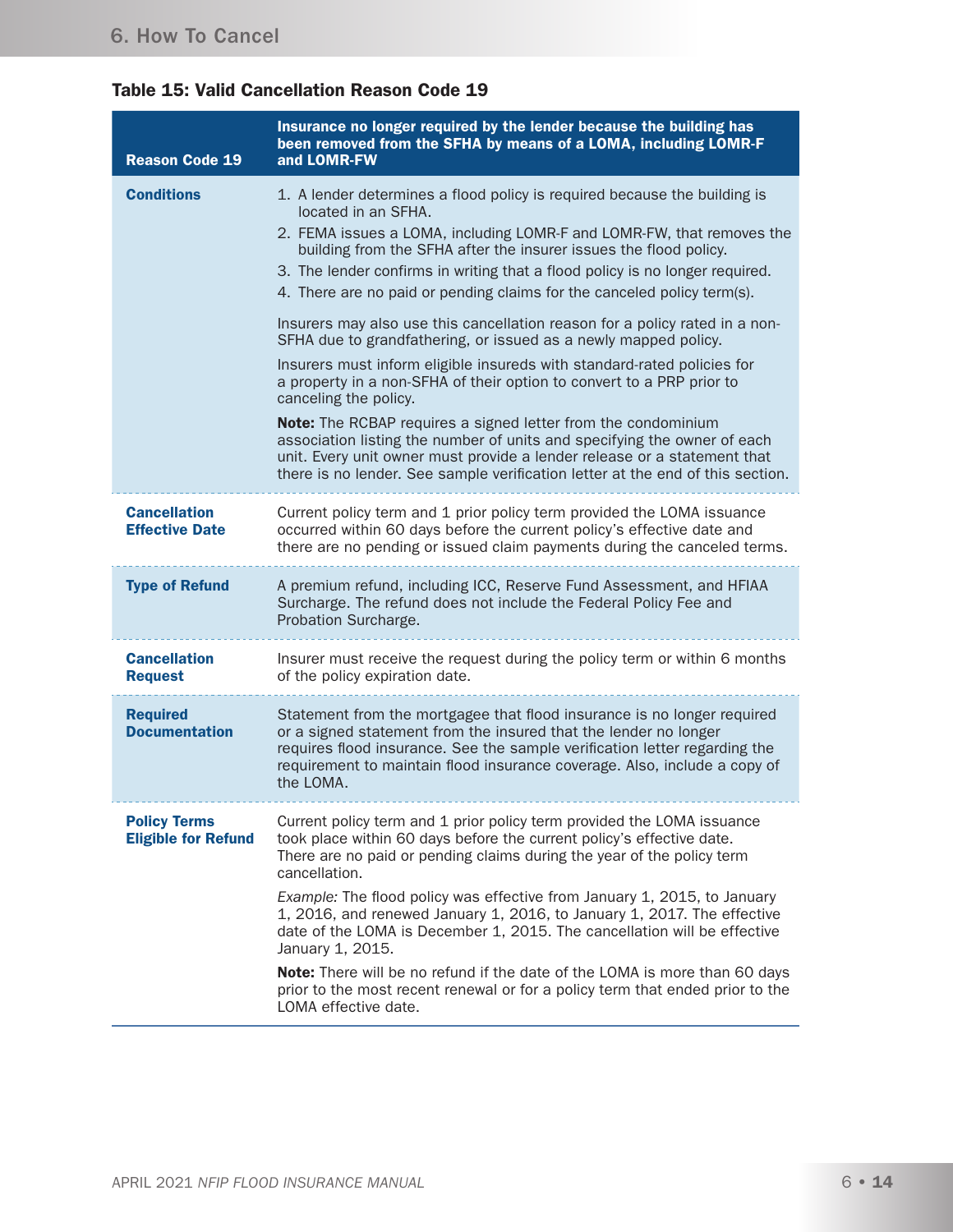**Table 15: Valid Cancellation Reason Code 19**

| Reason Code 19 | Insurance no longer required by the lender because the building has been removed from the SFHA by means of a LOMA, including LOMR-F and LOMR-FW |
|---|---|
| **Conditions** | 1. A lender determines a flood policy is required because the building is located in an SFHA.<br>2. FEMA issues a LOMA, including LOMR-F and LOMR-FW, that removes the building from the SFHA after the insurer issues the flood policy.<br>3. The lender confirms in writing that a flood policy is no longer required.<br>4. There are no paid or pending claims for the canceled policy term(s).<br><br>Insurers may also use this cancellation reason for a policy rated in a non-SFHA due to grandfathering, or issued as a newly mapped policy.<br><br>Insurers must inform eligible insureds with standard-rated policies for a property in a non-SFHA of their option to convert to a PRP prior to canceling the policy.<br><br>**Note:** The RCBAP requires a signed letter from the condominium association listing the number of units and specifying the owner of each unit. Every unit owner must provide a lender release or a statement that there is no lender. See sample verification letter at the end of this section. |
| **Cancellation Effective Date** | Current policy term and 1 prior policy term provided the LOMA issuance occurred within 60 days before the current policy's effective date and there are no pending or issued claim payments during the canceled terms. |
| **Type of Refund** | A premium refund, including ICC, Reserve Fund Assessment, and HFIAA Surcharge. The refund does not include the Federal Policy Fee and Probation Surcharge. |
| **Cancellation Request** | Insurer must receive the request during the policy term or within 6 months of the policy expiration date. |
| **Required Documentation** | Statement from the mortgagee that flood insurance is no longer required or a signed statement from the insured that the lender no longer requires flood insurance. See the sample verification letter regarding the requirement to maintain flood insurance coverage. Also, include a copy of the LOMA. |
| **Policy Terms Eligible for Refund** | Current policy term and 1 prior policy term provided the LOMA issuance took place within 60 days before the current policy's effective date. There are no paid or pending claims during the year of the policy term cancellation.<br><br>*Example:* The flood policy was effective from January 1, 2015, to January 1, 2016, and renewed January 1, 2016, to January 1, 2017. The effective date of the LOMA is December 1, 2015. The cancellation will be effective January 1, 2015.<br><br>**Note:** There will be no refund if the date of the LOMA is more than 60 days prior to the most recent renewal or for a policy term that ended prior to the LOMA effective date. |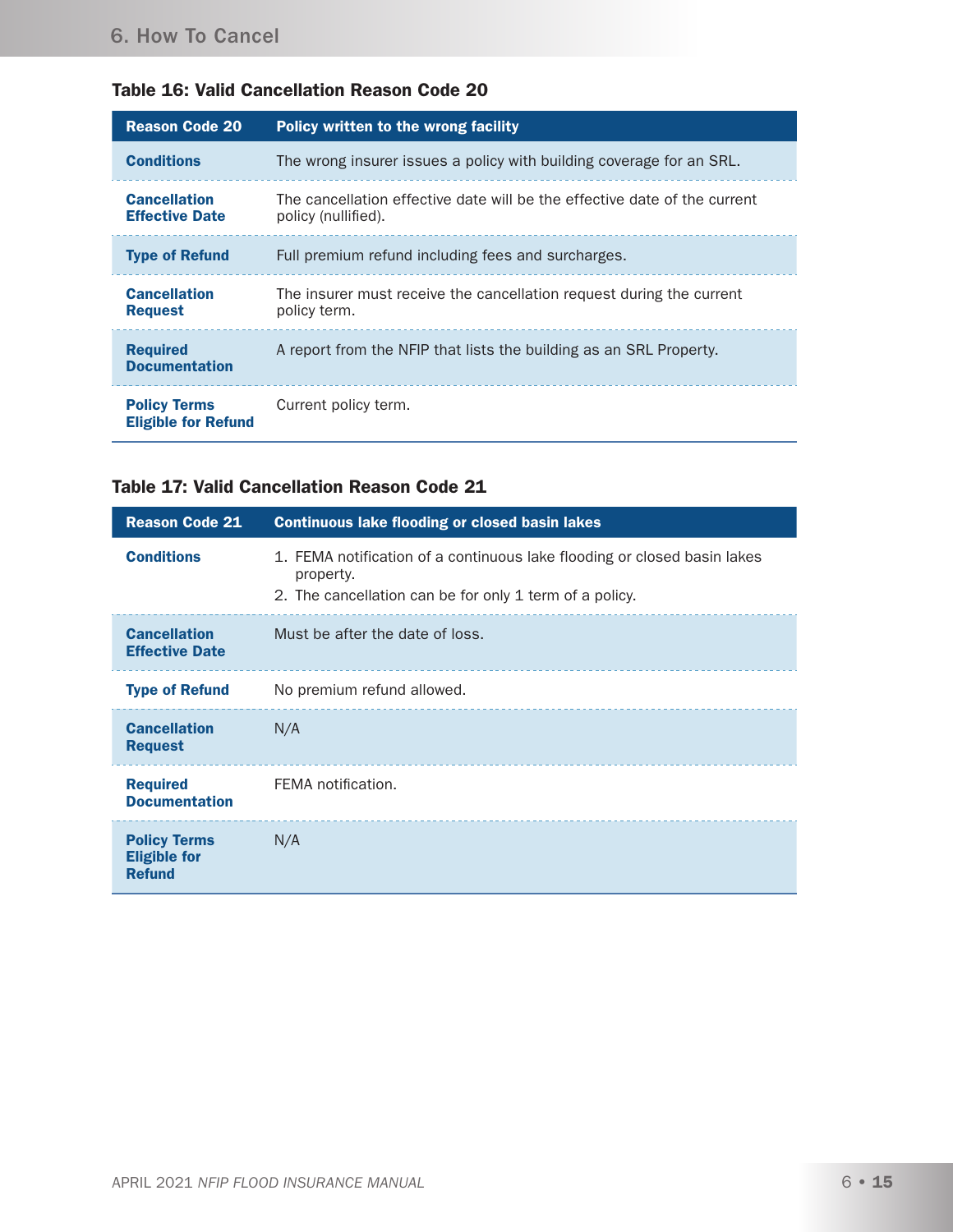**Table 16: Valid Cancellation Reason Code 20**

| Reason Code 20 | Policy written to the wrong facility |
|---|---|
| **Conditions** | The wrong insurer issues a policy with building coverage for an SRL. |
| **Cancellation Effective Date** | The cancellation effective date will be the effective date of the current policy (nullified). |
| **Type of Refund** | Full premium refund including fees and surcharges. |
| **Cancellation Request** | The insurer must receive the cancellation request during the current policy term. |
| **Required Documentation** | A report from the NFIP that lists the building as an SRL Property. |
| **Policy Terms Eligible for Refund** | Current policy term. |

**Table 17: Valid Cancellation Reason Code 21**

| Reason Code 21 | Continuous lake flooding or closed basin lakes |
|---|---|
| **Conditions** | 1. FEMA notification of a continuous lake flooding or closed basin lakes property.<br>2. The cancellation can be for only 1 term of a policy. |
| **Cancellation Effective Date** | Must be after the date of loss. |
| **Type of Refund** | No premium refund allowed. |
| **Cancellation Request** | N/A |
| **Required Documentation** | FEMA notification. |
| **Policy Terms Eligible for Refund** | N/A |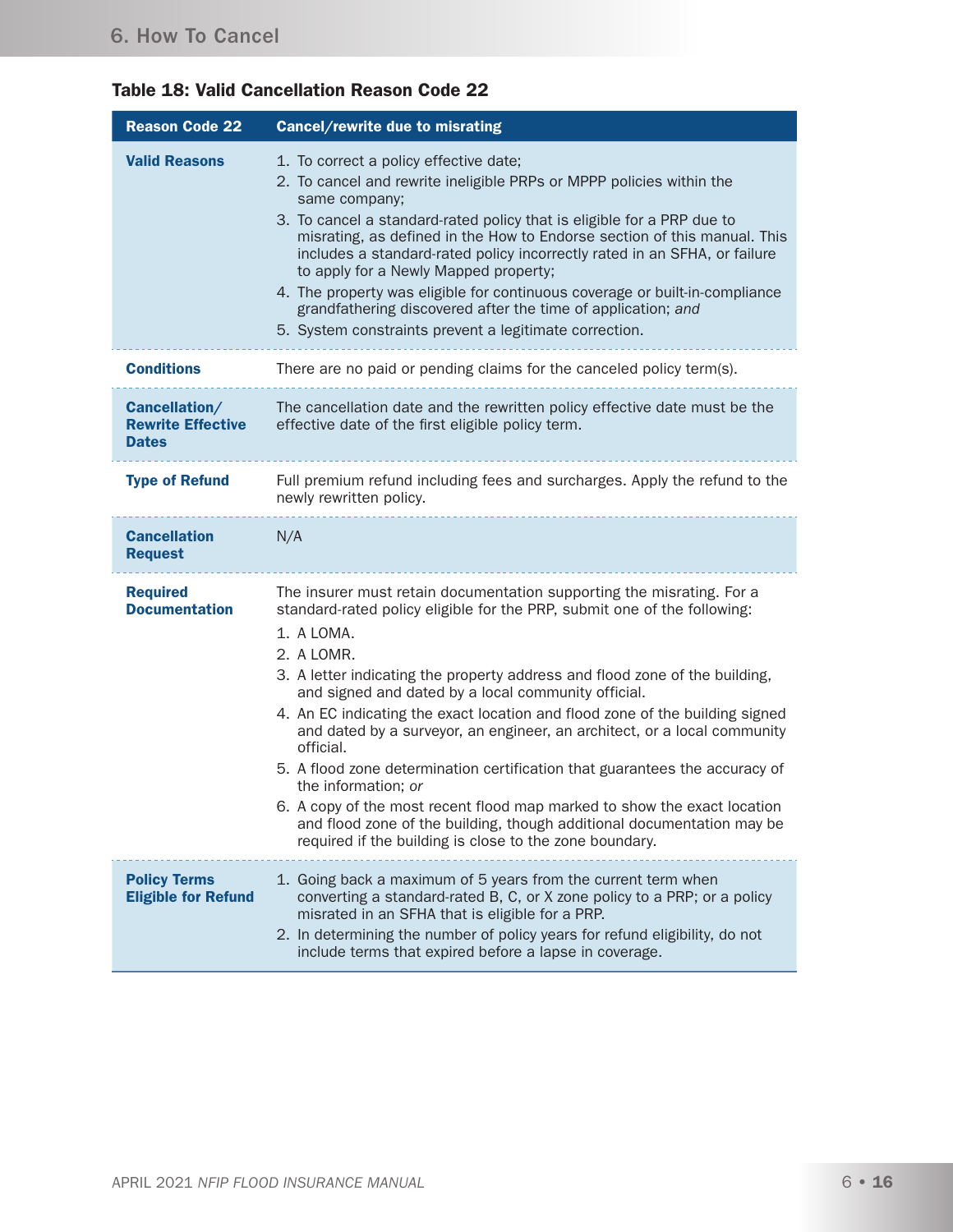**Table 18: Valid Cancellation Reason Code 22**

| Reason Code 22 | Cancel/rewrite due to misrating |
|---|---|
| **Valid Reasons** | 1. To correct a policy effective date;<br>2. To cancel and rewrite ineligible PRPs or MPPP policies within the same company;<br>3. To cancel a standard-rated policy that is eligible for a PRP due to misrating, as defined in the How to Endorse section of this manual. This includes a standard-rated policy incorrectly rated in an SFHA, or failure to apply for a Newly Mapped property;<br>4. The property was eligible for continuous coverage or built-in-compliance grandfathering discovered after the time of application; *and*<br>5. System constraints prevent a legitimate correction. |
| **Conditions** | There are no paid or pending claims for the canceled policy term(s). |
| **Cancellation/ Rewrite Effective Dates** | The cancellation date and the rewritten policy effective date must be the effective date of the first eligible policy term. |
| **Type of Refund** | Full premium refund including fees and surcharges. Apply the refund to the newly rewritten policy. |
| **Cancellation Request** | N/A |
| **Required Documentation** | The insurer must retain documentation supporting the misrating. For a standard-rated policy eligible for the PRP, submit one of the following:<br>1. A LOMA.<br>2. A LOMR.<br>3. A letter indicating the property address and flood zone of the building, and signed and dated by a local community official.<br>4. An EC indicating the exact location and flood zone of the building signed and dated by a surveyor, an engineer, an architect, or a local community official.<br>5. A flood zone determination certification that guarantees the accuracy of the information; *or*<br>6. A copy of the most recent flood map marked to show the exact location and flood zone of the building, though additional documentation may be required if the building is close to the zone boundary. |
| **Policy Terms Eligible for Refund** | 1. Going back a maximum of 5 years from the current term when converting a standard-rated B, C, or X zone policy to a PRP; or a policy misrated in an SFHA that is eligible for a PRP.<br>2. In determining the number of policy years for refund eligibility, do not include terms that expired before a lapse in coverage. |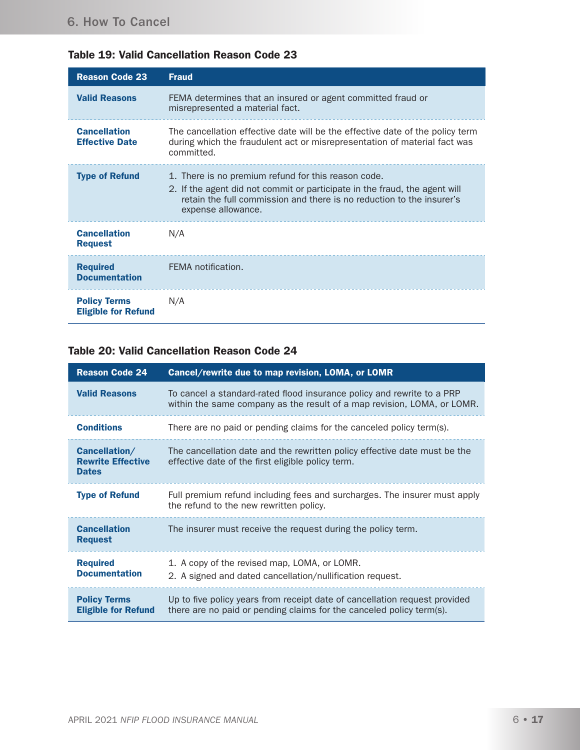### Table 19: Valid Cancellation Reason Code 23

| Reason Code 23 | Fraud |
|---|---|
| **Valid Reasons** | FEMA determines that an insured or agent committed fraud or misrepresented a material fact. |
| **Cancellation Effective Date** | The cancellation effective date will be the effective date of the policy term during which the fraudulent act or misrepresentation of material fact was committed. |
| **Type of Refund** | 1. There is no premium refund for this reason code.<br>2. If the agent did not commit or participate in the fraud, the agent will retain the full commission and there is no reduction to the insurer's expense allowance. |
| **Cancellation Request** | N/A |
| **Required Documentation** | FEMA notification. |
| **Policy Terms Eligible for Refund** | N/A |

### Table 20: Valid Cancellation Reason Code 24

| Reason Code 24 | Cancel/rewrite due to map revision, LOMA, or LOMR |
|---|---|
| **Valid Reasons** | To cancel a standard-rated flood insurance policy and rewrite to a PRP within the same company as the result of a map revision, LOMA, or LOMR. |
| **Conditions** | There are no paid or pending claims for the canceled policy term(s). |
| **Cancellation/ Rewrite Effective Dates** | The cancellation date and the rewritten policy effective date must be the effective date of the first eligible policy term. |
| **Type of Refund** | Full premium refund including fees and surcharges. The insurer must apply the refund to the new rewritten policy. |
| **Cancellation Request** | The insurer must receive the request during the policy term. |
| **Required Documentation** | 1. A copy of the revised map, LOMA, or LOMR.<br>2. A signed and dated cancellation/nullification request. |
| **Policy Terms Eligible for Refund** | Up to five policy years from receipt date of cancellation request provided there are no paid or pending claims for the canceled policy term(s). |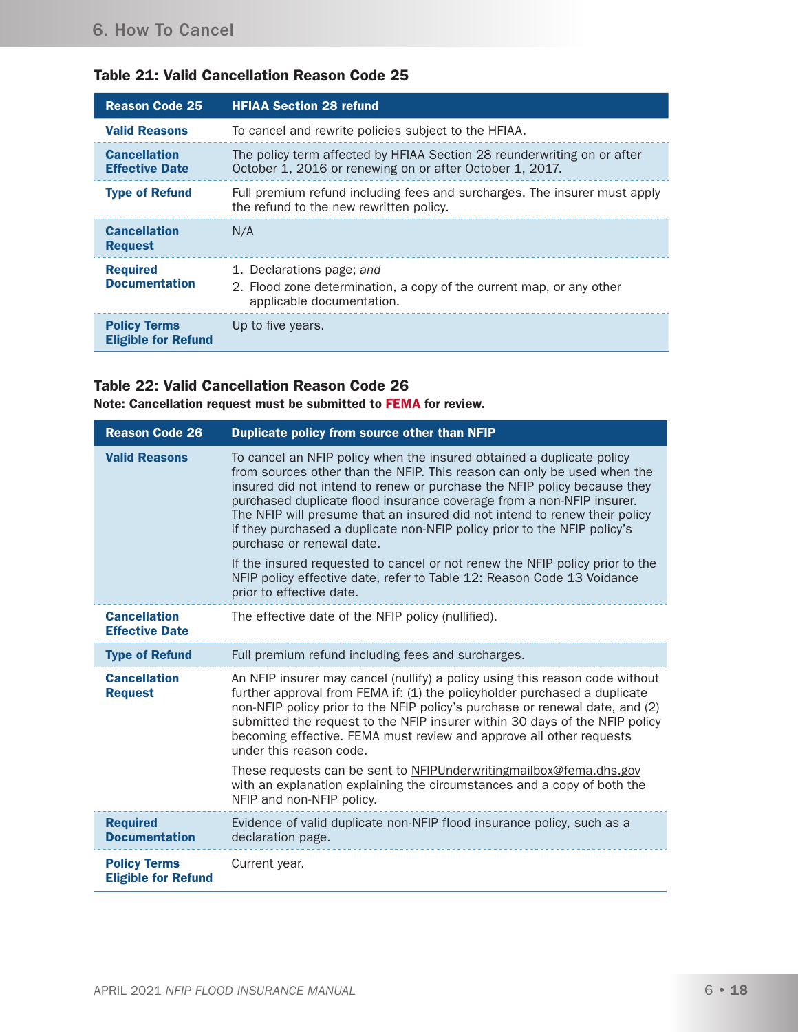### Table 21: Valid Cancellation Reason Code 25

| Reason Code 25 | HFIAA Section 28 refund |
|---|---|
| **Valid Reasons** | To cancel and rewrite policies subject to the HFIAA. |
| **Cancellation Effective Date** | The policy term affected by HFIAA Section 28 reunderwriting on or after October 1, 2016 or renewing on or after October 1, 2017. |
| **Type of Refund** | Full premium refund including fees and surcharges. The insurer must apply the refund to the new rewritten policy. |
| **Cancellation Request** | N/A |
| **Required Documentation** | 1. Declarations page; *and*<br>2. Flood zone determination, a copy of the current map, or any other applicable documentation. |
| **Policy Terms Eligible for Refund** | Up to five years. |

### Table 22: Valid Cancellation Reason Code 26

**Note: Cancellation request must be submitted to FEMA for review.**

| Reason Code 26 | Duplicate policy from source other than NFIP |
|---|---|
| **Valid Reasons** | To cancel an NFIP policy when the insured obtained a duplicate policy from sources other than the NFIP. This reason can only be used when the insured did not intend to renew or purchase the NFIP policy because they purchased duplicate flood insurance coverage from a non-NFIP insurer. The NFIP will presume that an insured did not intend to renew their policy if they purchased a duplicate non-NFIP policy prior to the NFIP policy's purchase or renewal date.<br><br>If the insured requested to cancel or not renew the NFIP policy prior to the NFIP policy effective date, refer to Table 12: Reason Code 13 Voidance prior to effective date. |
| **Cancellation Effective Date** | The effective date of the NFIP policy (nullified). |
| **Type of Refund** | Full premium refund including fees and surcharges. |
| **Cancellation Request** | An NFIP insurer may cancel (nullify) a policy using this reason code without further approval from FEMA if: (1) the policyholder purchased a duplicate non-NFIP policy prior to the NFIP policy's purchase or renewal date, and (2) submitted the request to the NFIP insurer within 30 days of the NFIP policy becoming effective. FEMA must review and approve all other requests under this reason code.<br><br>These requests can be sent to NFIPUnderwritingmailbox@fema.dhs.gov with an explanation explaining the circumstances and a copy of both the NFIP and non-NFIP policy. |
| **Required Documentation** | Evidence of valid duplicate non-NFIP flood insurance policy, such as a declaration page. |
| **Policy Terms Eligible for Refund** | Current year. |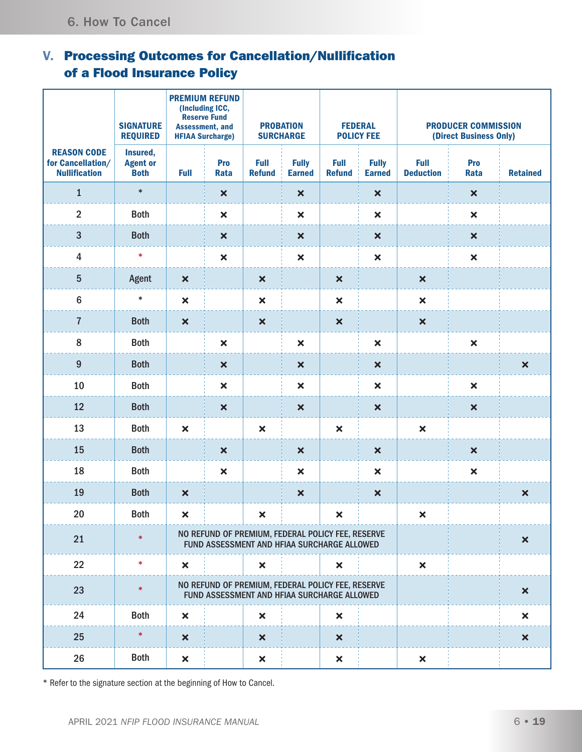## V. Processing Outcomes for Cancellation/Nullification of a Flood Insurance Policy

| | SIGNATURE REQUIRED | PREMIUM REFUND (Including ICC, Reserve Fund Assessment, and HFIAA Surcharge) | | PROBATION SURCHARGE | | FEDERAL POLICY FEE | | PRODUCER COMMISSION (Direct Business Only) | | |
|---|---|---|---|---|---|---|---|---|---|---|
| REASON CODE for Cancellation/ Nullification | Insured, Agent or Both | Full | Pro Rata | Full Refund | Fully Earned | Full Refund | Fully Earned | Full Deduction | Pro Rata | Retained |
| 1 | * | | × | | × | | × | | × | |
| 2 | Both | | × | | × | | × | | × | |
| 3 | Both | | × | | × | | × | | × | |
| 4 | * | | × | | × | | × | | × | |
| 5 | Agent | × | | × | | × | | × | | |
| 6 | * | × | | × | | × | | × | | |
| 7 | Both | × | | × | | × | | × | | |
| 8 | Both | | × | | × | | × | | × | |
| 9 | Both | | × | | × | | × | | | × |
| 10 | Both | | × | | × | | × | | × | |
| 12 | Both | | × | | × | | × | | × | |
| 13 | Both | × | | × | | × | | × | | |
| 15 | Both | | × | | × | | × | | × | |
| 18 | Both | | × | | × | | × | | × | |
| 19 | Both | × | | | × | | × | | | × |
| 20 | Both | × | | × | | × | | × | | |
| 21 | * | NO REFUND OF PREMIUM, FEDERAL POLICY FEE, RESERVE FUND ASSESSMENT AND HFIAA SURCHARGE ALLOWED | | | | | | | | × |
| 22 | * | × | | × | | × | | × | | |
| 23 | * | NO REFUND OF PREMIUM, FEDERAL POLICY FEE, RESERVE FUND ASSESSMENT AND HFIAA SURCHARGE ALLOWED | | | | | | | | × |
| 24 | Both | × | | × | | × | | | | × |
| 25 | * | × | | × | | × | | | | × |
| 26 | Both | × | | × | | × | | × | | |

\* Refer to the signature section at the beginning of How to Cancel.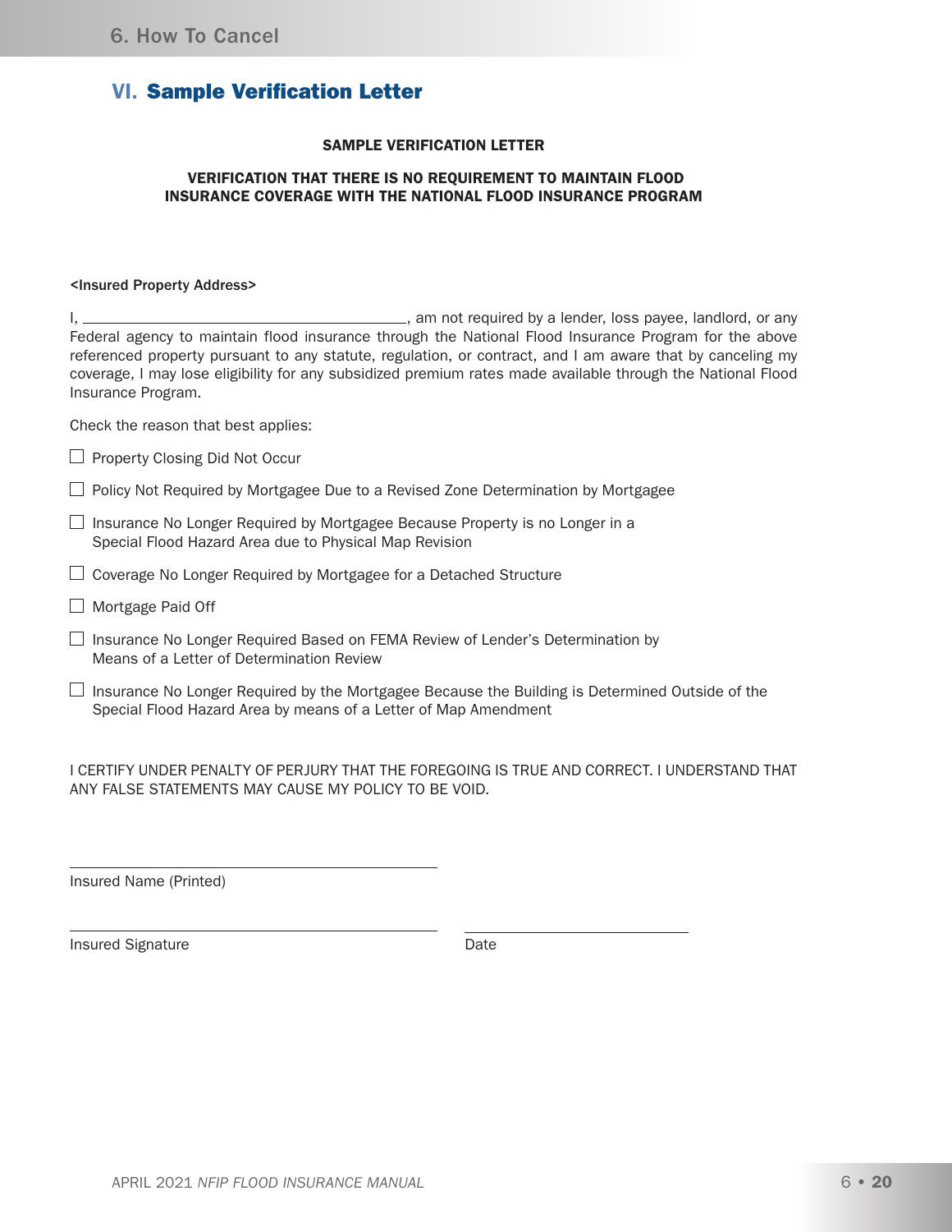## VI. Sample Verification Letter

**SAMPLE VERIFICATION LETTER**

**VERIFICATION THAT THERE IS NO REQUIREMENT TO MAINTAIN FLOOD INSURANCE COVERAGE WITH THE NATIONAL FLOOD INSURANCE PROGRAM**

**<Insured Property Address>**

I, ________________________________________, am not required by a lender, loss payee, landlord, or any Federal agency to maintain flood insurance through the National Flood Insurance Program for the above referenced property pursuant to any statute, regulation, or contract, and I am aware that by canceling my coverage, I may lose eligibility for any subsidized premium rates made available through the National Flood Insurance Program.

Check the reason that best applies:

- ☐ Property Closing Did Not Occur
- ☐ Policy Not Required by Mortgagee Due to a Revised Zone Determination by Mortgagee
- ☐ Insurance No Longer Required by Mortgagee Because Property is no Longer in a Special Flood Hazard Area due to Physical Map Revision
- ☐ Coverage No Longer Required by Mortgagee for a Detached Structure
- ☐ Mortgage Paid Off
- ☐ Insurance No Longer Required Based on FEMA Review of Lender's Determination by Means of a Letter of Determination Review
- ☐ Insurance No Longer Required by the Mortgagee Because the Building is Determined Outside of the Special Flood Hazard Area by means of a Letter of Map Amendment

I CERTIFY UNDER PENALTY OF PERJURY THAT THE FOREGOING IS TRUE AND CORRECT. I UNDERSTAND THAT ANY FALSE STATEMENTS MAY CAUSE MY POLICY TO BE VOID.

________________________________________
Insured Name (Printed)

________________________________________ ________________________
Insured Signature Date